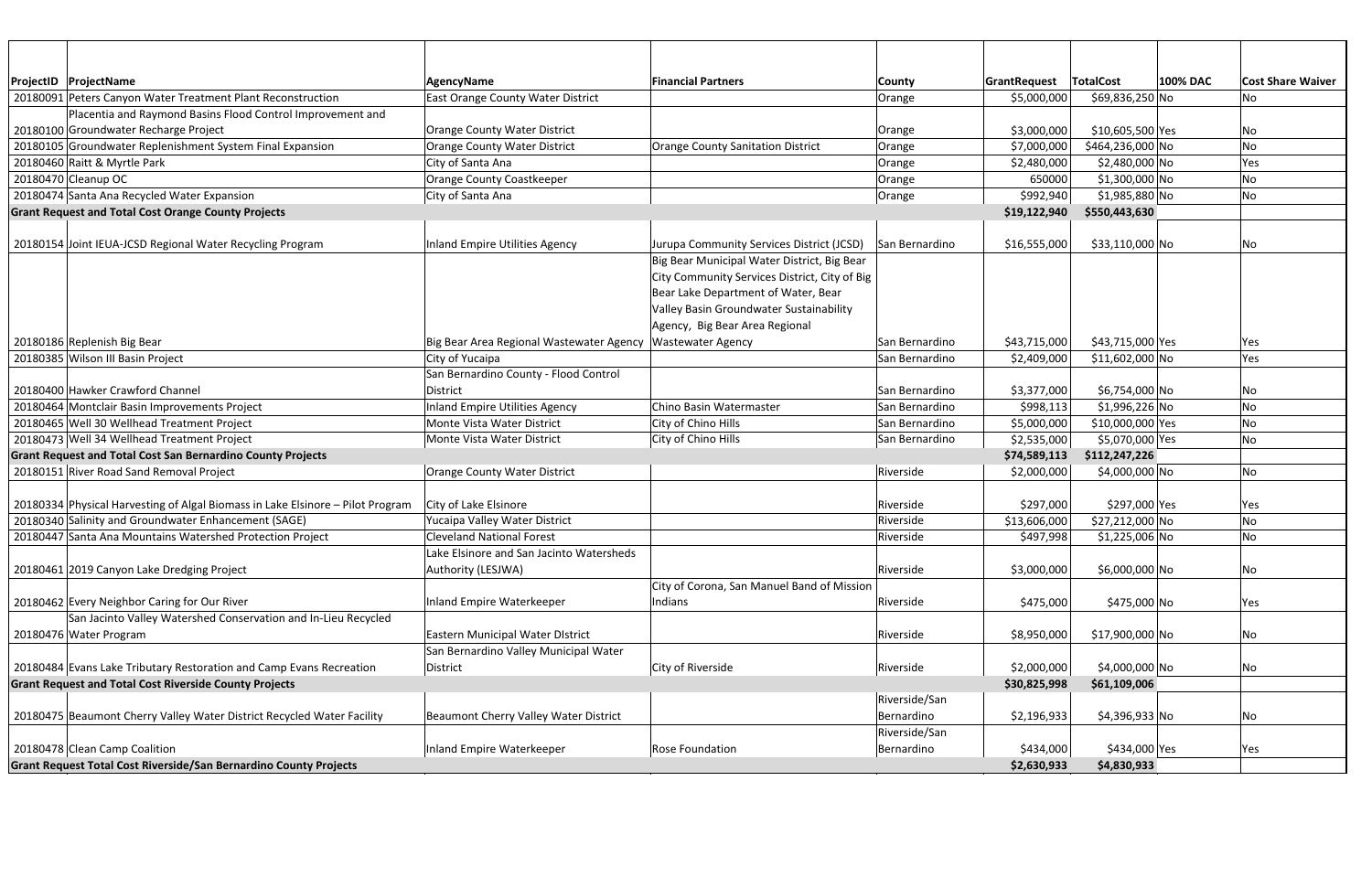| ProjectID | ProjectName | AgencyName | Financial Partners | County | GrantRequest | TotalCost | 100% DAC | Cost Share Waiver |
|---|---|---|---|---|---|---|---|---|
| 20180091 | Peters Canyon Water Treatment Plant Reconstruction | East Orange County Water District | | Orange | $5,000,000 | $69,836,250 | No | No |
| 20180100 | Placentia and Raymond Basins Flood Control Improvement and Groundwater Recharge Project | Orange County Water District | | Orange | $3,000,000 | $10,605,500 | Yes | No |
| 20180105 | Groundwater Replenishment System Final Expansion | Orange County Water District | Orange County Sanitation District | Orange | $7,000,000 | $464,236,000 | No | No |
| 20180460 | Raitt & Myrtle Park | City of Santa Ana | | Orange | $2,480,000 | $2,480,000 | No | Yes |
| 20180470 | Cleanup OC | Orange County Coastkeeper | | Orange | 650000 | $1,300,000 | No | No |
| 20180474 | Santa Ana Recycled Water Expansion | City of Santa Ana | | Orange | $992,940 | $1,985,880 | No | No |
| **Grant Request and Total Cost Orange County Projects** | | | | | **$19,122,940** | **$550,443,630** | | |
| 20180154 | Joint IEUA-JCSD Regional Water Recycling Program | Inland Empire Utilities Agency | Jurupa Community Services District (JCSD) | San Bernardino | $16,555,000 | $33,110,000 | No | No |
| 20180186 | Replenish Big Bear | Big Bear Area Regional Wastewater Agency | Big Bear Municipal Water District, Big Bear City Community Services District, City of Big Bear Lake Department of Water, Bear Valley Basin Groundwater Sustainability Agency, Big Bear Area Regional Wastewater Agency | San Bernardino | $43,715,000 | $43,715,000 | Yes | Yes |
| 20180385 | Wilson III Basin Project | City of Yucaipa | | San Bernardino | $2,409,000 | $11,602,000 | No | Yes |
| 20180400 | Hawker Crawford Channel | San Bernardino County - Flood Control District | | San Bernardino | $3,377,000 | $6,754,000 | No | No |
| 20180464 | Montclair Basin Improvements Project | Inland Empire Utilities Agency | Chino Basin Watermaster | San Bernardino | $998,113 | $1,996,226 | No | No |
| 20180465 | Well 30 Wellhead Treatment Project | Monte Vista Water District | City of Chino Hills | San Bernardino | $5,000,000 | $10,000,000 | Yes | No |
| 20180473 | Well 34 Wellhead Treatment Project | Monte Vista Water District | City of Chino Hills | San Bernardino | $2,535,000 | $5,070,000 | Yes | No |
| **Grant Request and Total Cost San Bernardino County Projects** | | | | | **$74,589,113** | **$112,247,226** | | |
| 20180151 | River Road Sand Removal Project | Orange County Water District | | Riverside | $2,000,000 | $4,000,000 | No | No |
| 20180334 | Physical Harvesting of Algal Biomass in Lake Elsinore – Pilot Program | City of Lake Elsinore | | Riverside | $297,000 | $297,000 | Yes | Yes |
| 20180340 | Salinity and Groundwater Enhancement (SAGE) | Yucaipa Valley Water District | | Riverside | $13,606,000 | $27,212,000 | No | No |
| 20180447 | Santa Ana Mountains Watershed Protection Project | Cleveland National Forest | | Riverside | $497,998 | $1,225,006 | No | No |
| 20180461 | 2019 Canyon Lake Dredging Project | Lake Elsinore and San Jacinto Watersheds Authority (LESJWA) | | Riverside | $3,000,000 | $6,000,000 | No | No |
| 20180462 | Every Neighbor Caring for Our River | Inland Empire Waterkeeper | City of Corona, San Manuel Band of Mission Indians | Riverside | $475,000 | $475,000 | No | Yes |
| 20180476 | San Jacinto Valley Watershed Conservation and In-Lieu Recycled Water Program | Eastern Municipal Water DIstrict | | Riverside | $8,950,000 | $17,900,000 | No | No |
| 20180484 | Evans Lake Tributary Restoration and Camp Evans Recreation | San Bernardino Valley Municipal Water District | City of Riverside | Riverside | $2,000,000 | $4,000,000 | No | No |
| **Grant Request and Total Cost Riverside County Projects** | | | | | **$30,825,998** | **$61,109,006** | | |
| 20180475 | Beaumont Cherry Valley Water District Recycled Water Facility | Beaumont Cherry Valley Water District | | Riverside/San Bernardino | $2,196,933 | $4,396,933 | No | No |
| 20180478 | Clean Camp Coalition | Inland Empire Waterkeeper | Rose Foundation | Riverside/San Bernardino | $434,000 | $434,000 | Yes | Yes |
| **Grant Request Total Cost Riverside/San Bernardino County Projects** | | | | | **$2,630,933** | **$4,830,933** | | |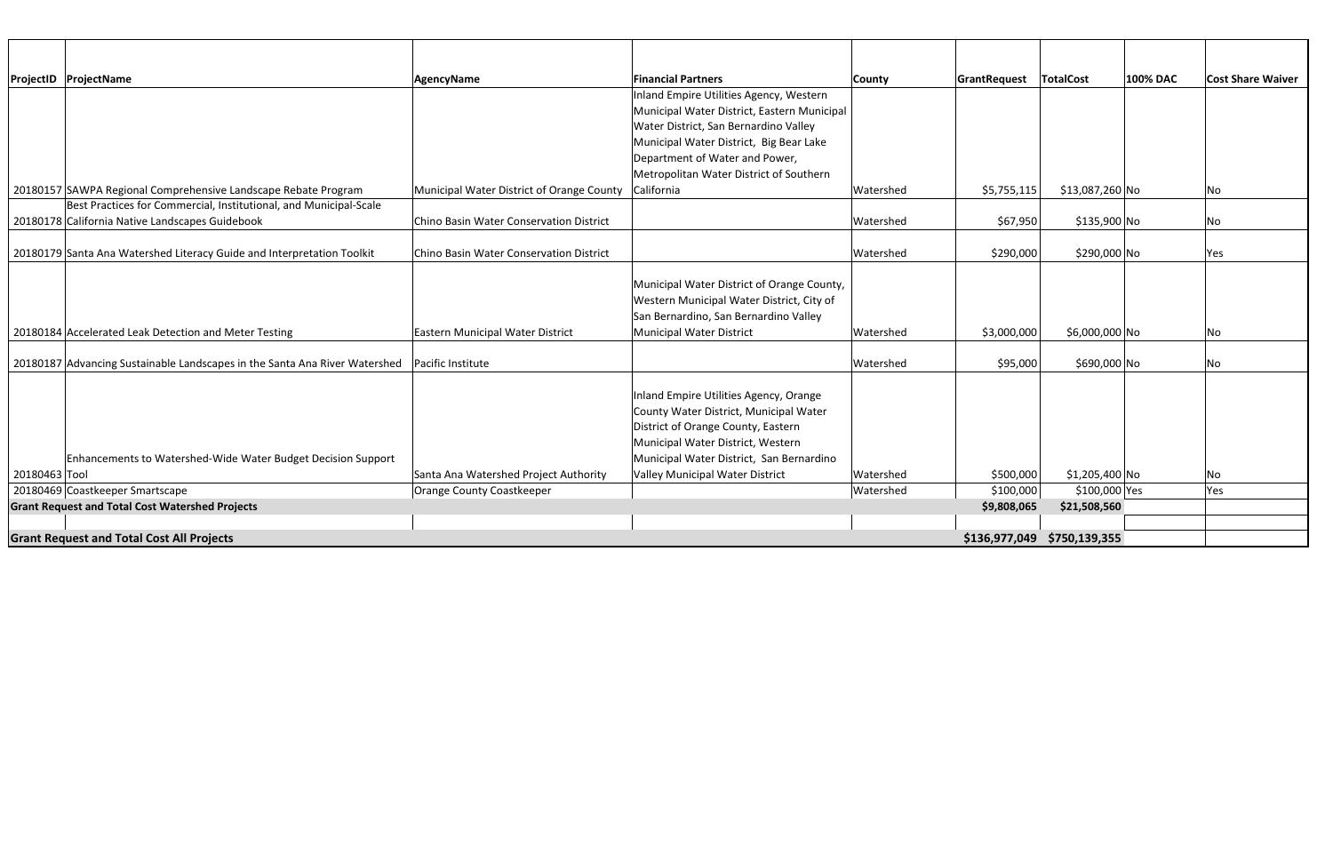| ProjectID | ProjectName | AgencyName | Financial Partners | County | GrantRequest | TotalCost | 100% DAC | Cost Share Waiver |
|---|---|---|---|---|---|---|---|---|
| 20180157 | SAWPA Regional Comprehensive Landscape Rebate Program | Municipal Water District of Orange County | Inland Empire Utilities Agency, Western Municipal Water District, Eastern Municipal Water District, San Bernardino Valley Municipal Water District, Big Bear Lake Department of Water and Power, Metropolitan Water District of Southern California | Watershed | $5,755,115 | $13,087,260 | No | No |
| 20180178 | Best Practices for Commercial, Institutional, and Municipal-Scale California Native Landscapes Guidebook | Chino Basin Water Conservation District | | Watershed | $67,950 | $135,900 | No | No |
| 20180179 | Santa Ana Watershed Literacy Guide and Interpretation Toolkit | Chino Basin Water Conservation District | | Watershed | $290,000 | $290,000 | No | Yes |
| 20180184 | Accelerated Leak Detection and Meter Testing | Eastern Municipal Water District | Municipal Water District of Orange County, Western Municipal Water District, City of San Bernardino, San Bernardino Valley Municipal Water District | Watershed | $3,000,000 | $6,000,000 | No | No |
| 20180187 | Advancing Sustainable Landscapes in the Santa Ana River Watershed | Pacific Institute | | Watershed | $95,000 | $690,000 | No | No |
| 20180463 | Enhancements to Watershed-Wide Water Budget Decision Support Tool | Santa Ana Watershed Project Authority | Inland Empire Utilities Agency, Orange County Water District, Municipal Water District of Orange County, Eastern Municipal Water District, Western Municipal Water District, San Bernardino Valley Municipal Water District | Watershed | $500,000 | $1,205,400 | No | No |
| 20180469 | Coastkeeper Smartscape | Orange County Coastkeeper | | Watershed | $100,000 | $100,000 | Yes | Yes |
| **Grant Request and Total Cost Watershed Projects** | | | | | **$9,808,065** | **$21,508,560** | | |
| | | | | | | | | |
| **Grant Request and Total Cost All Projects** | | | | | **$136,977,049** | **$750,139,355** | | |